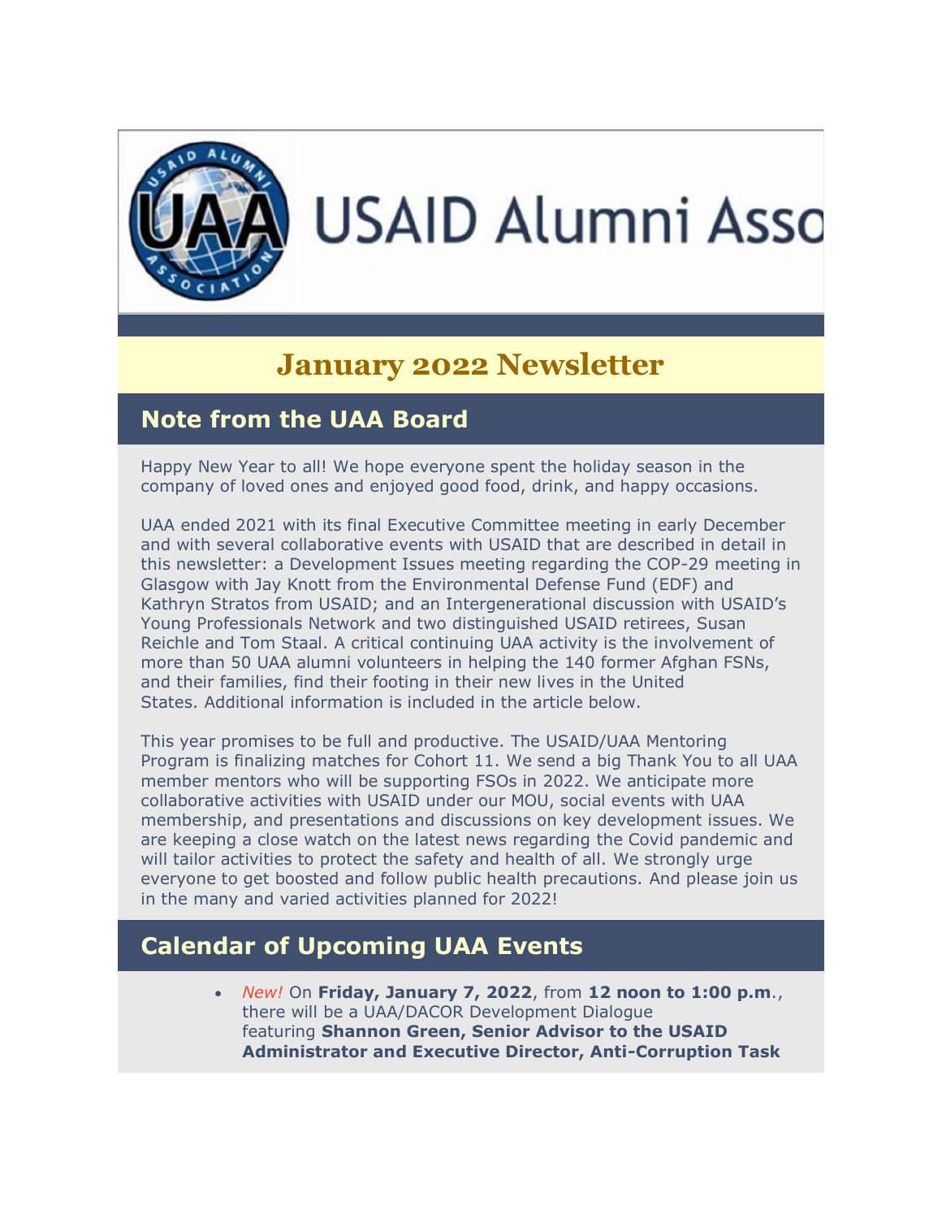USAID Alumni Asso

# January 2022 Newsletter

## Note from the UAA Board

Happy New Year to all! We hope everyone spent the holiday season in the company of loved ones and enjoyed good food, drink, and happy occasions.

UAA ended 2021 with its final Executive Committee meeting in early December and with several collaborative events with USAID that are described in detail in this newsletter: a Development Issues meeting regarding the COP-29 meeting in Glasgow with Jay Knott from the Environmental Defense Fund (EDF) and Kathryn Stratos from USAID; and an Intergenerational discussion with USAID's Young Professionals Network and two distinguished USAID retirees, Susan Reichle and Tom Staal. A critical continuing UAA activity is the involvement of more than 50 UAA alumni volunteers in helping the 140 former Afghan FSNs, and their families, find their footing in their new lives in the United States. Additional information is included in the article below.

This year promises to be full and productive. The USAID/UAA Mentoring Program is finalizing matches for Cohort 11. We send a big Thank You to all UAA member mentors who will be supporting FSOs in 2022. We anticipate more collaborative activities with USAID under our MOU, social events with UAA membership, and presentations and discussions on key development issues. We are keeping a close watch on the latest news regarding the Covid pandemic and will tailor activities to protect the safety and health of all. We strongly urge everyone to get boosted and follow public health precautions. And please join us in the many and varied activities planned for 2022!

## Calendar of Upcoming UAA Events

- *New!* On **Friday, January 7, 2022**, from **12 noon to 1:00 p.m**., there will be a UAA/DACOR Development Dialogue featuring **Shannon Green, Senior Advisor to the USAID Administrator and Executive Director, Anti-Corruption Task**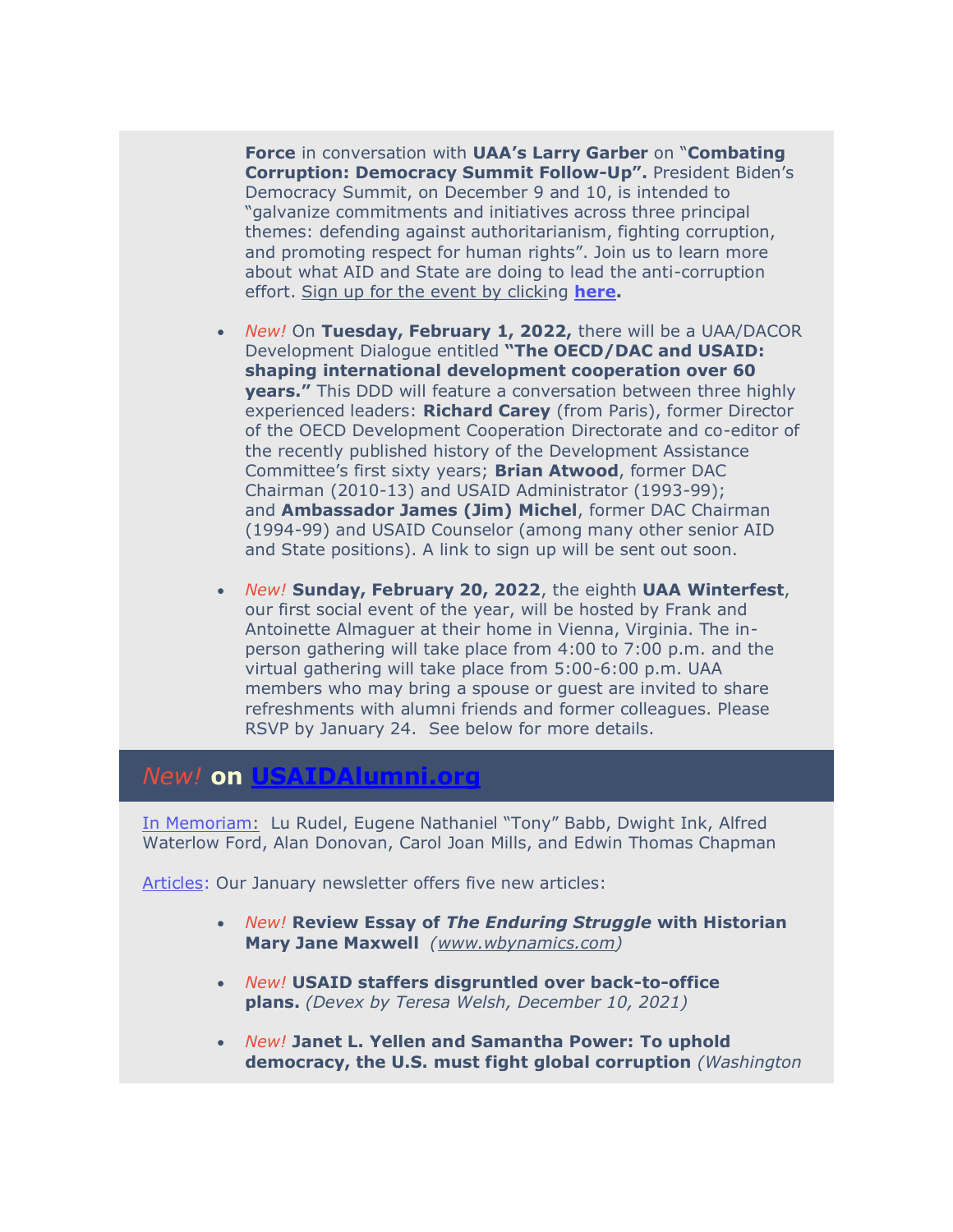**Force** in conversation with **UAA's Larry Garber** on "**Combating Corruption: Democracy Summit Follow-Up".** President Biden's Democracy Summit, on December 9 and 10, is intended to "galvanize commitments and initiatives across three principal themes: defending against authoritarianism, fighting corruption, and promoting respect for human rights". Join us to learn more about what AID and State are doing to lead the anti-corruption effort. Sign up for the event by clicking **here.**

- *New!* On **Tuesday, February 1, 2022,** there will be a UAA/DACOR Development Dialogue entitled **"The OECD/DAC and USAID: shaping international development cooperation over 60 years."** This DDD will feature a conversation between three highly experienced leaders: **Richard Carey** (from Paris), former Director of the OECD Development Cooperation Directorate and co-editor of the recently published history of the Development Assistance Committee's first sixty years; **Brian Atwood**, former DAC Chairman (2010-13) and USAID Administrator (1993-99); and **Ambassador James (Jim) Michel**, former DAC Chairman (1994-99) and USAID Counselor (among many other senior AID and State positions). A link to sign up will be sent out soon.

- *New!* **Sunday, February 20, 2022**, the eighth **UAA Winterfest**, our first social event of the year, will be hosted by Frank and Antoinette Almaguer at their home in Vienna, Virginia. The in-person gathering will take place from 4:00 to 7:00 p.m. and the virtual gathering will take place from 5:00-6:00 p.m. UAA members who may bring a spouse or guest are invited to share refreshments with alumni friends and former colleagues. Please RSVP by January 24. See below for more details.

## *New!* on USAIDAlumni.org

In Memoriam: Lu Rudel, Eugene Nathaniel "Tony" Babb, Dwight Ink, Alfred Waterlow Ford, Alan Donovan, Carol Joan Mills, and Edwin Thomas Chapman

Articles: Our January newsletter offers five new articles:

- *New!* **Review Essay of *The Enduring Struggle* with Historian Mary Jane Maxwell** *(www.wbynamics.com)*

- *New!* **USAID staffers disgruntled over back-to-office plans.** *(Devex by Teresa Welsh, December 10, 2021)*

- *New!* **Janet L. Yellen and Samantha Power: To uphold democracy, the U.S. must fight global corruption** *(Washington*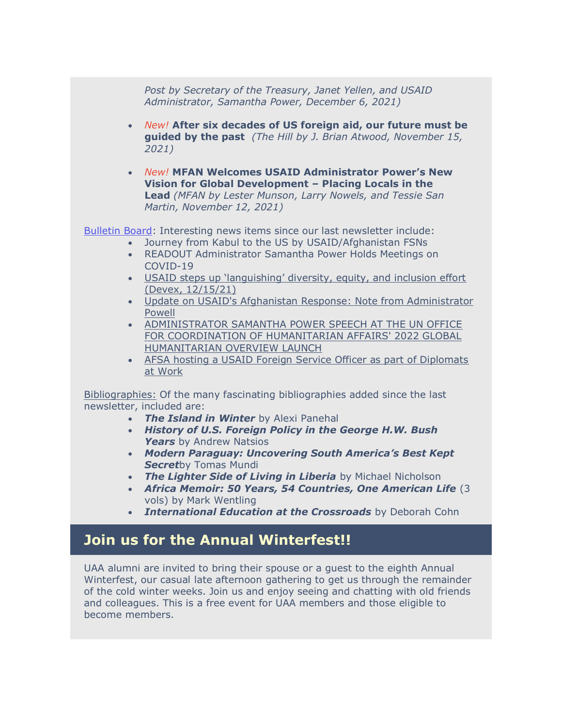*Post by Secretary of the Treasury, Janet Yellen, and USAID Administrator, Samantha Power, December 6, 2021)*

- *New!* **After six decades of US foreign aid, our future must be guided by the past** *(The Hill by J. Brian Atwood, November 15, 2021)*

- *New!* **MFAN Welcomes USAID Administrator Power's New Vision for Global Development – Placing Locals in the Lead** *(MFAN by Lester Munson, Larry Nowels, and Tessie San Martin, November 12, 2021)*

Bulletin Board: Interesting news items since our last newsletter include:

- Journey from Kabul to the US by USAID/Afghanistan FSNs
- READOUT Administrator Samantha Power Holds Meetings on COVID-19
- USAID steps up 'languishing' diversity, equity, and inclusion effort (Devex, 12/15/21)
- Update on USAID's Afghanistan Response: Note from Administrator Powell
- ADMINISTRATOR SAMANTHA POWER SPEECH AT THE UN OFFICE FOR COORDINATION OF HUMANITARIAN AFFAIRS' 2022 GLOBAL HUMANITARIAN OVERVIEW LAUNCH
- AFSA hosting a USAID Foreign Service Officer as part of Diplomats at Work

Bibliographies: Of the many fascinating bibliographies added since the last newsletter, included are:

- ***The Island in Winter*** by Alexi Panehal
- ***History of U.S. Foreign Policy in the George H.W. Bush Years*** by Andrew Natsios
- ***Modern Paraguay: Uncovering South America's Best Kept Secret***by Tomas Mundi
- ***The Lighter Side of Living in Liberia*** by Michael Nicholson
- ***Africa Memoir: 50 Years, 54 Countries, One American Life*** (3 vols) by Mark Wentling
- ***International Education at the Crossroads*** by Deborah Cohn

## Join us for the Annual Winterfest!!

UAA alumni are invited to bring their spouse or a guest to the eighth Annual Winterfest, our casual late afternoon gathering to get us through the remainder of the cold winter weeks. Join us and enjoy seeing and chatting with old friends and colleagues. This is a free event for UAA members and those eligible to become members.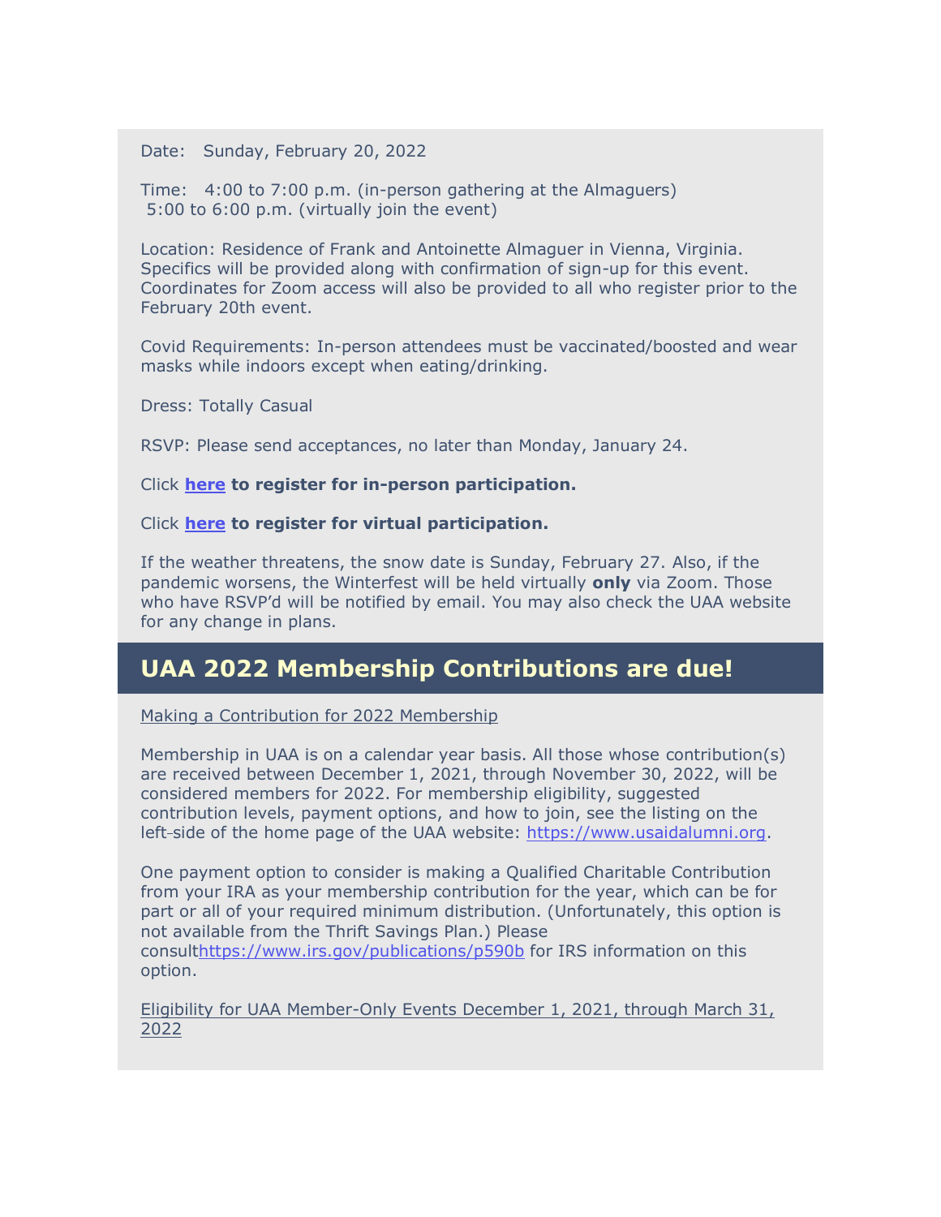Date: Sunday, February 20, 2022

Time: 4:00 to 7:00 p.m. (in-person gathering at the Almaguers)
5:00 to 6:00 p.m. (virtually join the event)

Location: Residence of Frank and Antoinette Almaguer in Vienna, Virginia. Specifics will be provided along with confirmation of sign-up for this event. Coordinates for Zoom access will also be provided to all who register prior to the February 20th event.

Covid Requirements: In-person attendees must be vaccinated/boosted and wear masks while indoors except when eating/drinking.

Dress: Totally Casual

RSVP: Please send acceptances, no later than Monday, January 24.

Click **here** **to register for in-person participation.**

Click **here** **to register for virtual participation.**

If the weather threatens, the snow date is Sunday, February 27. Also, if the pandemic worsens, the Winterfest will be held virtually **only** via Zoom. Those who have RSVP'd will be notified by email. You may also check the UAA website for any change in plans.

## UAA 2022 Membership Contributions are due!

Making a Contribution for 2022 Membership

Membership in UAA is on a calendar year basis. All those whose contribution(s) are received between December 1, 2021, through November 30, 2022, will be considered members for 2022. For membership eligibility, suggested contribution levels, payment options, and how to join, see the listing on the left-side of the home page of the UAA website: https://www.usaidalumni.org.

One payment option to consider is making a Qualified Charitable Contribution from your IRA as your membership contribution for the year, which can be for part or all of your required minimum distribution. (Unfortunately, this option is not available from the Thrift Savings Plan.) Please consulthttps://www.irs.gov/publications/p590b for IRS information on this option.

Eligibility for UAA Member-Only Events December 1, 2021, through March 31, 2022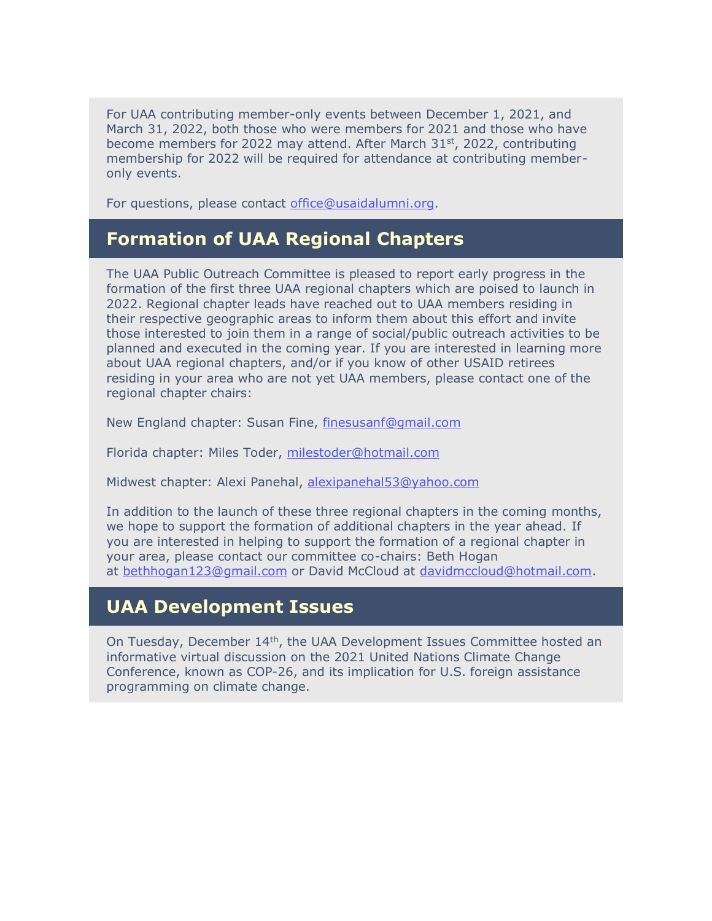For UAA contributing member-only events between December 1, 2021, and March 31, 2022, both those who were members for 2021 and those who have become members for 2022 may attend. After March 31st, 2022, contributing membership for 2022 will be required for attendance at contributing member-only events.

For questions, please contact office@usaidalumni.org.

## Formation of UAA Regional Chapters

The UAA Public Outreach Committee is pleased to report early progress in the formation of the first three UAA regional chapters which are poised to launch in 2022. Regional chapter leads have reached out to UAA members residing in their respective geographic areas to inform them about this effort and invite those interested to join them in a range of social/public outreach activities to be planned and executed in the coming year. If you are interested in learning more about UAA regional chapters, and/or if you know of other USAID retirees residing in your area who are not yet UAA members, please contact one of the regional chapter chairs:

New England chapter: Susan Fine, finesusanf@gmail.com

Florida chapter: Miles Toder, milestoder@hotmail.com

Midwest chapter: Alexi Panehal, alexipanehal53@yahoo.com

In addition to the launch of these three regional chapters in the coming months, we hope to support the formation of additional chapters in the year ahead. If you are interested in helping to support the formation of a regional chapter in your area, please contact our committee co-chairs: Beth Hogan at bethhogan123@gmail.com or David McCloud at davidmccloud@hotmail.com.

## UAA Development Issues

On Tuesday, December 14th, the UAA Development Issues Committee hosted an informative virtual discussion on the 2021 United Nations Climate Change Conference, known as COP-26, and its implication for U.S. foreign assistance programming on climate change.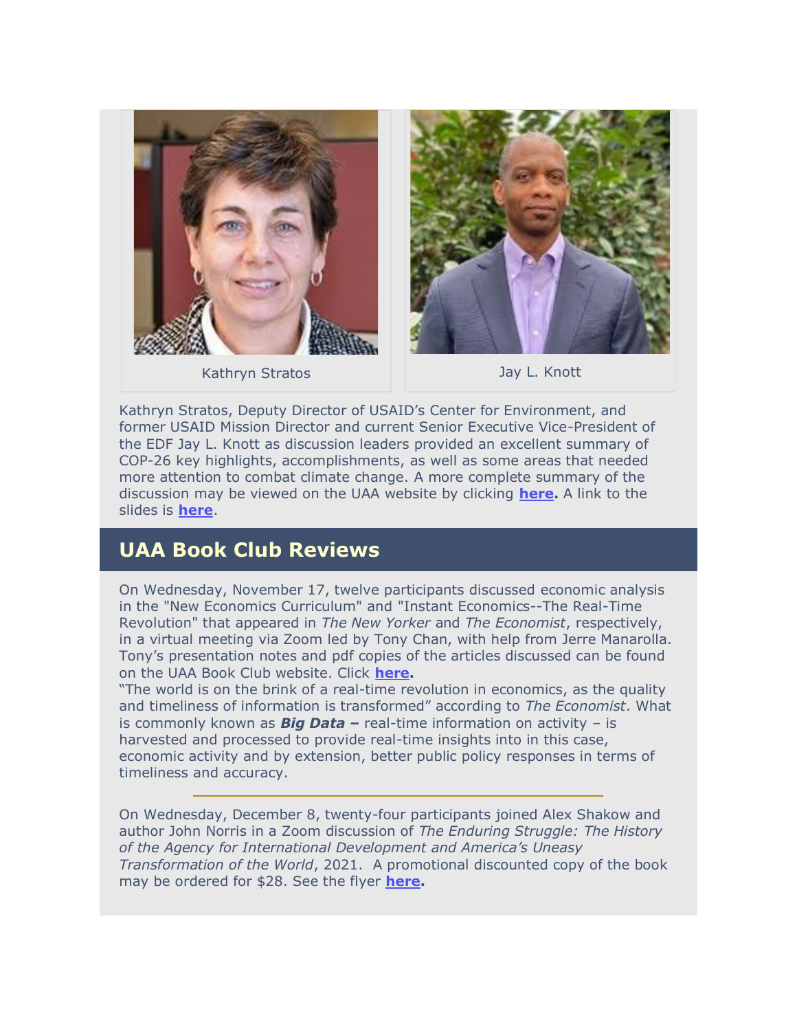Kathryn Stratos

Jay L. Knott

Kathryn Stratos, Deputy Director of USAID's Center for Environment, and former USAID Mission Director and current Senior Executive Vice-President of the EDF Jay L. Knott as discussion leaders provided an excellent summary of COP-26 key highlights, accomplishments, as well as some areas that needed more attention to combat climate change. A more complete summary of the discussion may be viewed on the UAA website by clicking **here.** A link to the slides is **here**.

## UAA Book Club Reviews

On Wednesday, November 17, twelve participants discussed economic analysis in the "New Economics Curriculum" and "Instant Economics--The Real-Time Revolution" that appeared in *The New Yorker* and *The Economist*, respectively, in a virtual meeting via Zoom led by Tony Chan, with help from Jerre Manarolla. Tony's presentation notes and pdf copies of the articles discussed can be found on the UAA Book Club website. Click **here.**

"The world is on the brink of a real-time revolution in economics, as the quality and timeliness of information is transformed" according to *The Economist*. What is commonly known as ***Big Data –*** real-time information on activity – is harvested and processed to provide real-time insights into in this case, economic activity and by extension, better public policy responses in terms of timeliness and accuracy.

---

On Wednesday, December 8, twenty-four participants joined Alex Shakow and author John Norris in a Zoom discussion of *The Enduring Struggle: The History of the Agency for International Development and America's Uneasy Transformation of the World*, 2021. A promotional discounted copy of the book may be ordered for $28. See the flyer **here.**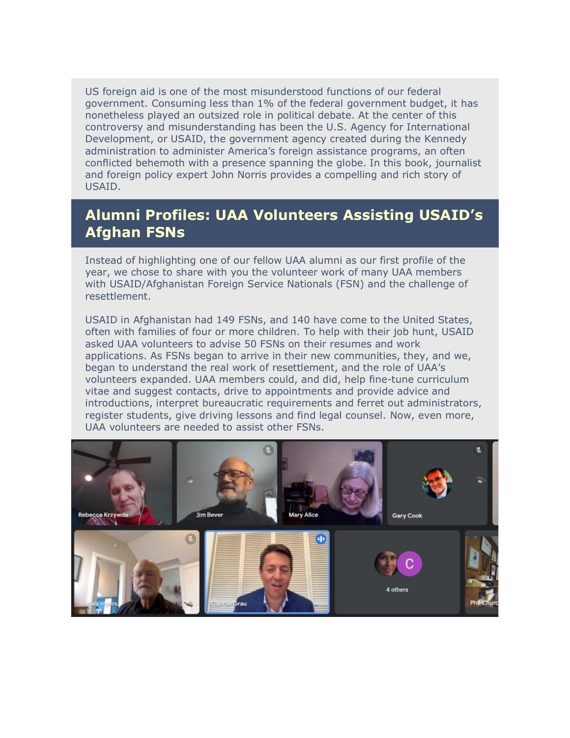US foreign aid is one of the most misunderstood functions of our federal government. Consuming less than 1% of the federal government budget, it has nonetheless played an outsized role in political debate. At the center of this controversy and misunderstanding has been the U.S. Agency for International Development, or USAID, the government agency created during the Kennedy administration to administer America's foreign assistance programs, an often conflicted behemoth with a presence spanning the globe. In this book, journalist and foreign policy expert John Norris provides a compelling and rich story of USAID.

## Alumni Profiles: UAA Volunteers Assisting USAID's Afghan FSNs

Instead of highlighting one of our fellow UAA alumni as our first profile of the year, we chose to share with you the volunteer work of many UAA members with USAID/Afghanistan Foreign Service Nationals (FSN) and the challenge of resettlement.

USAID in Afghanistan had 149 FSNs, and 140 have come to the United States, often with families of four or more children. To help with their job hunt, USAID asked UAA volunteers to advise 50 FSNs on their resumes and work applications. As FSNs began to arrive in their new communities, they, and we, began to understand the real work of resettlement, and the role of UAA's volunteers expanded. UAA members could, and did, help fine-tune curriculum vitae and suggest contacts, drive to appointments and provide advice and introductions, interpret bureaucratic requirements and ferret out administrators, register students, give driving lessons and find legal counsel. Now, even more, UAA volunteers are needed to assist other FSNs.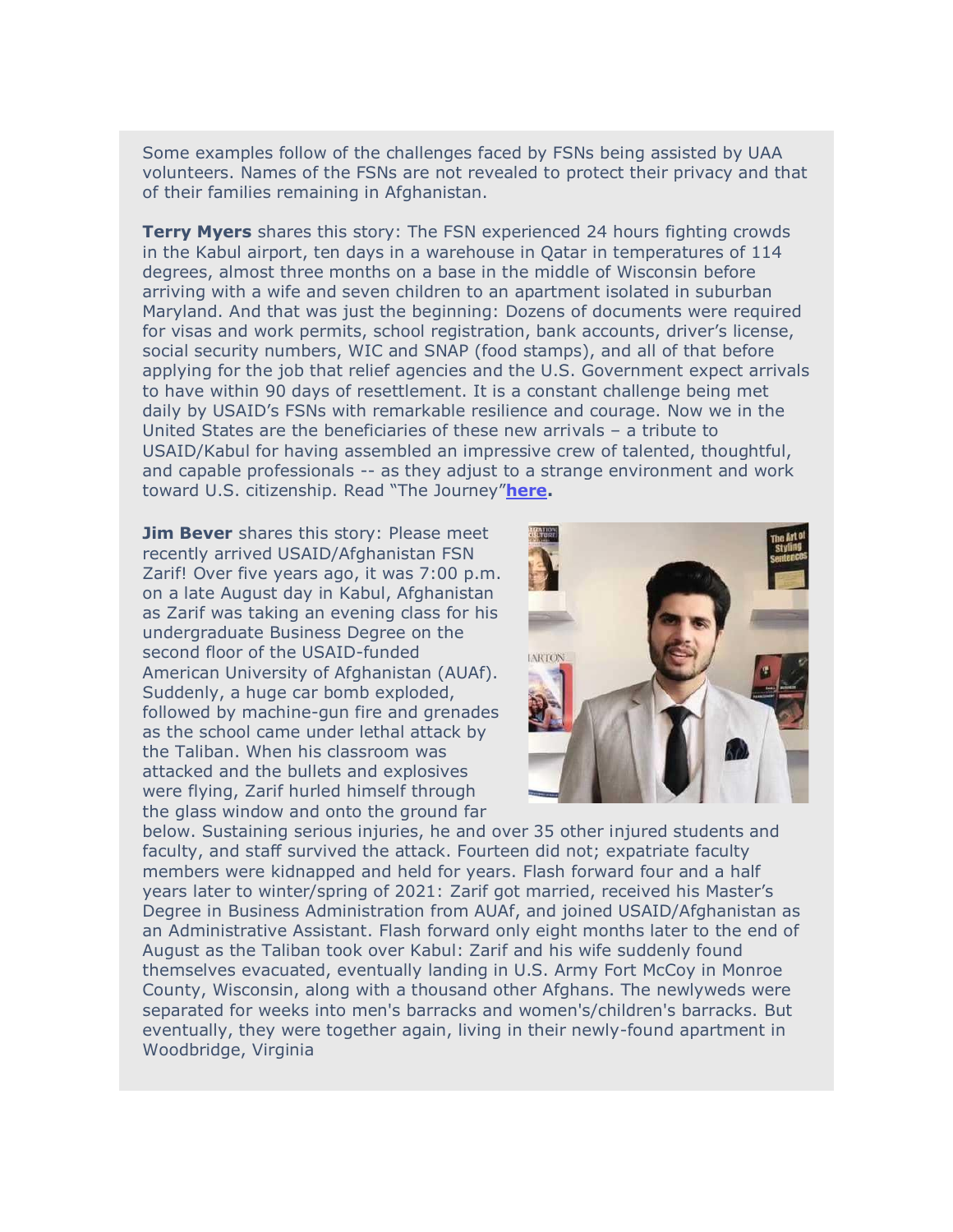Some examples follow of the challenges faced by FSNs being assisted by UAA volunteers. Names of the FSNs are not revealed to protect their privacy and that of their families remaining in Afghanistan.

**Terry Myers** shares this story: The FSN experienced 24 hours fighting crowds in the Kabul airport, ten days in a warehouse in Qatar in temperatures of 114 degrees, almost three months on a base in the middle of Wisconsin before arriving with a wife and seven children to an apartment isolated in suburban Maryland. And that was just the beginning: Dozens of documents were required for visas and work permits, school registration, bank accounts, driver's license, social security numbers, WIC and SNAP (food stamps), and all of that before applying for the job that relief agencies and the U.S. Government expect arrivals to have within 90 days of resettlement. It is a constant challenge being met daily by USAID's FSNs with remarkable resilience and courage. Now we in the United States are the beneficiaries of these new arrivals – a tribute to USAID/Kabul for having assembled an impressive crew of talented, thoughtful, and capable professionals -- as they adjust to a strange environment and work toward U.S. citizenship. Read "The Journey"**here.**

**Jim Bever** shares this story: Please meet recently arrived USAID/Afghanistan FSN Zarif! Over five years ago, it was 7:00 p.m. on a late August day in Kabul, Afghanistan as Zarif was taking an evening class for his undergraduate Business Degree on the second floor of the USAID-funded American University of Afghanistan (AUAf). Suddenly, a huge car bomb exploded, followed by machine-gun fire and grenades as the school came under lethal attack by the Taliban. When his classroom was attacked and the bullets and explosives were flying, Zarif hurled himself through the glass window and onto the ground far below. Sustaining serious injuries, he and over 35 other injured students and faculty, and staff survived the attack. Fourteen did not; expatriate faculty members were kidnapped and held for years. Flash forward four and a half years later to winter/spring of 2021: Zarif got married, received his Master's Degree in Business Administration from AUAf, and joined USAID/Afghanistan as an Administrative Assistant. Flash forward only eight months later to the end of August as the Taliban took over Kabul: Zarif and his wife suddenly found themselves evacuated, eventually landing in U.S. Army Fort McCoy in Monroe County, Wisconsin, along with a thousand other Afghans. The newlyweds were separated for weeks into men's barracks and women's/children's barracks. But eventually, they were together again, living in their newly-found apartment in Woodbridge, Virginia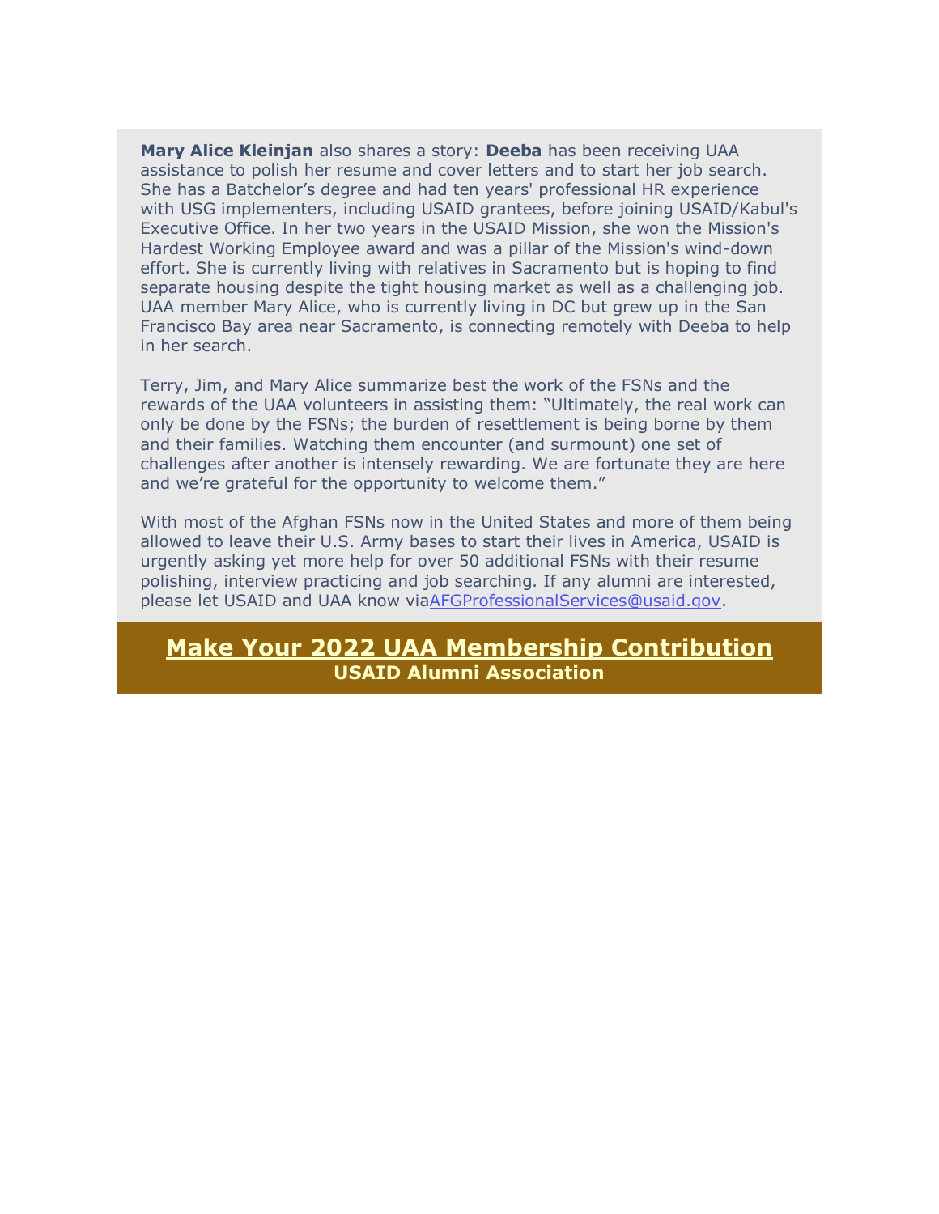**Mary Alice Kleinjan** also shares a story: **Deeba** has been receiving UAA assistance to polish her resume and cover letters and to start her job search. She has a Batchelor's degree and had ten years' professional HR experience with USG implementers, including USAID grantees, before joining USAID/Kabul's Executive Office. In her two years in the USAID Mission, she won the Mission's Hardest Working Employee award and was a pillar of the Mission's wind-down effort. She is currently living with relatives in Sacramento but is hoping to find separate housing despite the tight housing market as well as a challenging job. UAA member Mary Alice, who is currently living in DC but grew up in the San Francisco Bay area near Sacramento, is connecting remotely with Deeba to help in her search.

Terry, Jim, and Mary Alice summarize best the work of the FSNs and the rewards of the UAA volunteers in assisting them: "Ultimately, the real work can only be done by the FSNs; the burden of resettlement is being borne by them and their families. Watching them encounter (and surmount) one set of challenges after another is intensely rewarding. We are fortunate they are here and we're grateful for the opportunity to welcome them."

With most of the Afghan FSNs now in the United States and more of them being allowed to leave their U.S. Army bases to start their lives in America, USAID is urgently asking yet more help for over 50 additional FSNs with their resume polishing, interview practicing and job searching. If any alumni are interested, please let USAID and UAA know viaAFGProfessionalServices@usaid.gov.

## Make Your 2022 UAA Membership Contribution

**USAID Alumni Association**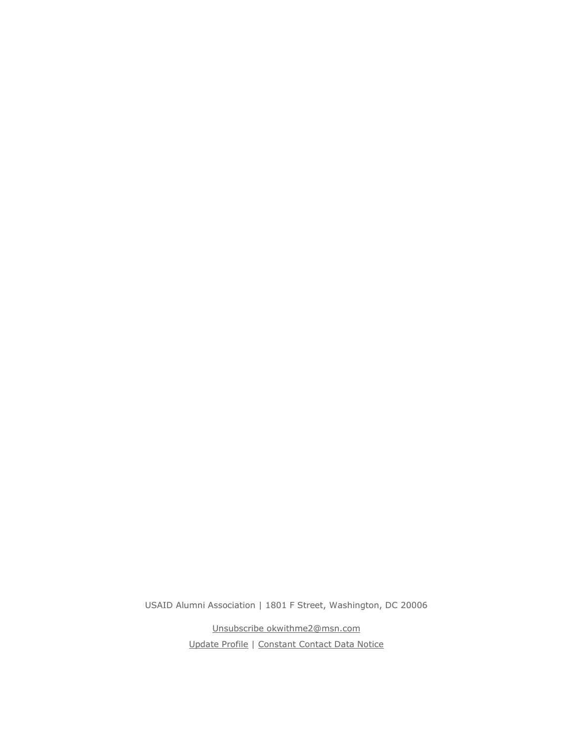USAID Alumni Association | 1801 F Street, Washington, DC 20006

Unsubscribe okwithme2@msn.com

Update Profile | Constant Contact Data Notice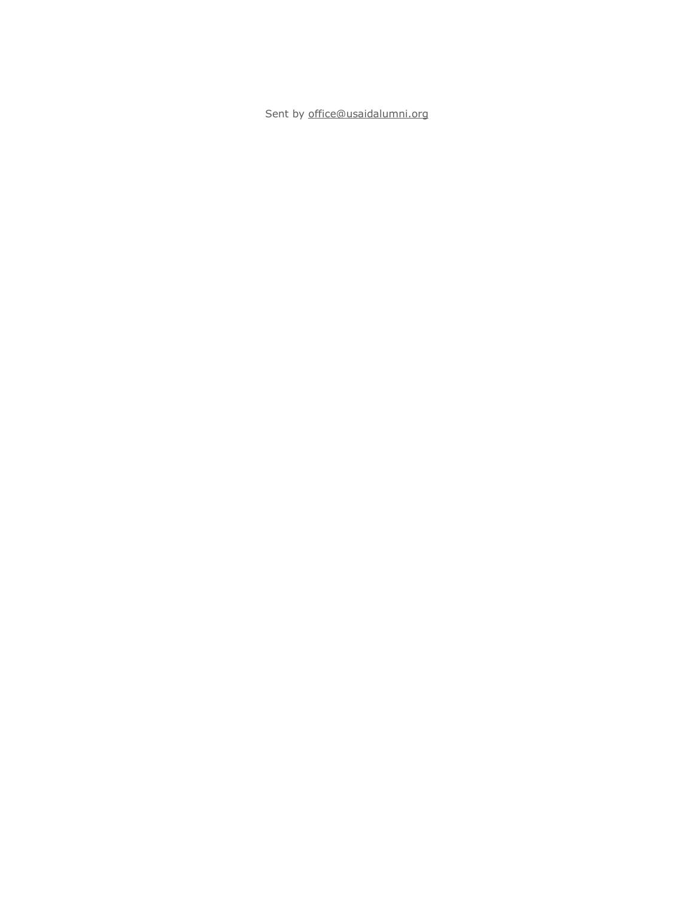Sent by office@usaidalumni.org